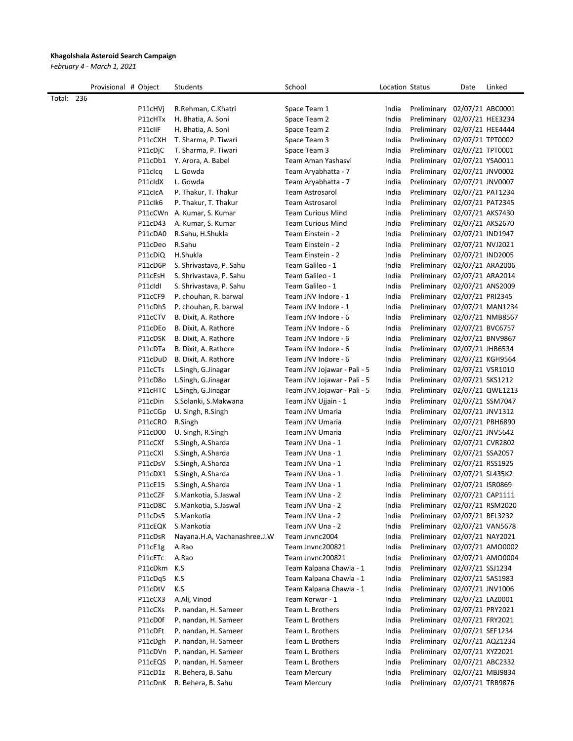**Khagolshala Asteroid Search Campaign**

*February 4 - March 1, 2021*

| Provisional # | Object | Students | School | Location | Status | Date | Linked |
|---|---|---|---|---|---|---|---|
| Total: 236 | | | | | | | |
| | P11cHVj | R.Rehman, C.Khatri | Space Team 1 | India | Preliminary | 02/07/21 | ABC0001 |
| | P11cHTx | H. Bhatia, A. Soni | Space Team 2 | India | Preliminary | 02/07/21 | HEE3234 |
| | P11cIiF | H. Bhatia, A. Soni | Space Team 2 | India | Preliminary | 02/07/21 | HEE4444 |
| | P11cCXH | T. Sharma, P. Tiwari | Space Team 3 | India | Preliminary | 02/07/21 | TPT0002 |
| | P11cDjC | T. Sharma, P. Tiwari | Space Team 3 | India | Preliminary | 02/07/21 | TPT0001 |
| | P11cDb1 | Y. Arora, A. Babel | Team Aman Yashasvi | India | Preliminary | 02/07/21 | YSA0011 |
| | P11cIcq | L. Gowda | Team Aryabhatta - 7 | India | Preliminary | 02/07/21 | JNV0002 |
| | P11cIdX | L. Gowda | Team Aryabhatta - 7 | India | Preliminary | 02/07/21 | JNV0007 |
| | P11cIcA | P. Thakur, T. Thakur | Team Astrosarol | India | Preliminary | 02/07/21 | PAT1234 |
| | P11cIk6 | P. Thakur, T. Thakur | Team Astrosarol | India | Preliminary | 02/07/21 | PAT2345 |
| | P11cCWn | A. Kumar, S. Kumar | Team Curious Mind | India | Preliminary | 02/07/21 | AKS7430 |
| | P11cD43 | A. Kumar, S. Kumar | Team Curious Mind | India | Preliminary | 02/07/21 | AKS2670 |
| | P11cDA0 | R.Sahu, H.Shukla | Team Einstein - 2 | India | Preliminary | 02/07/21 | IND1947 |
| | P11cDeo | R.Sahu | Team Einstein - 2 | India | Preliminary | 02/07/21 | NVJ2021 |
| | P11cDiQ | H.Shukla | Team Einstein - 2 | India | Preliminary | 02/07/21 | IND2005 |
| | P11cD6P | S. Shrivastava, P. Sahu | Team Galileo - 1 | India | Preliminary | 02/07/21 | ARA2006 |
| | P11cEsH | S. Shrivastava, P. Sahu | Team Galileo - 1 | India | Preliminary | 02/07/21 | ARA2014 |
| | P11cIdI | S. Shrivastava, P. Sahu | Team Galileo - 1 | India | Preliminary | 02/07/21 | ANS2009 |
| | P11cCF9 | P. chouhan, R. barwal | Team JNV Indore - 1 | India | Preliminary | 02/07/21 | PRI2345 |
| | P11cDhS | P. chouhan, R. barwal | Team JNV Indore - 1 | India | Preliminary | 02/07/21 | MAN1234 |
| | P11cCTV | B. Dixit, A. Rathore | Team JNV Indore - 6 | India | Preliminary | 02/07/21 | NMB8567 |
| | P11cDEo | B. Dixit, A. Rathore | Team JNV Indore - 6 | India | Preliminary | 02/07/21 | BVC6757 |
| | P11cDSK | B. Dixit, A. Rathore | Team JNV Indore - 6 | India | Preliminary | 02/07/21 | BNV9867 |
| | P11cDTa | B. Dixit, A. Rathore | Team JNV Indore - 6 | India | Preliminary | 02/07/21 | JHB6534 |
| | P11cDuD | B. Dixit, A. Rathore | Team JNV Indore - 6 | India | Preliminary | 02/07/21 | KGH9564 |
| | P11cCTs | L.Singh, G.Jinagar | Team JNV Jojawar - Pali - 5 | India | Preliminary | 02/07/21 | VSR1010 |
| | P11cD8o | L.Singh, G.Jinagar | Team JNV Jojawar - Pali - 5 | India | Preliminary | 02/07/21 | SKS1212 |
| | P11cHTC | L.Singh, G.Jinagar | Team JNV Jojawar - Pali - 5 | India | Preliminary | 02/07/21 | QWE1213 |
| | P11cDin | S.Solanki, S.Makwana | Team JNV Ujjain - 1 | India | Preliminary | 02/07/21 | SSM7047 |
| | P11cCGp | U. Singh, R.Singh | Team JNV Umaria | India | Preliminary | 02/07/21 | JNV1312 |
| | P11cCRO | R.Singh | Team JNV Umaria | India | Preliminary | 02/07/21 | PBH6890 |
| | P11cD00 | U. Singh, R.Singh | Team JNV Umaria | India | Preliminary | 02/07/21 | JNV5642 |
| | P11cCXf | S.Singh, A.Sharda | Team JNV Una - 1 | India | Preliminary | 02/07/21 | CVR2802 |
| | P11cCXl | S.Singh, A.Sharda | Team JNV Una - 1 | India | Preliminary | 02/07/21 | SSA2057 |
| | P11cDsV | S.Singh, A.Sharda | Team JNV Una - 1 | India | Preliminary | 02/07/21 | RSS1925 |
| | P11cDX1 | S.Singh, A.Sharda | Team JNV Una - 1 | India | Preliminary | 02/07/21 | SL435K2 |
| | P11cE15 | S.Singh, A.Sharda | Team JNV Una - 1 | India | Preliminary | 02/07/21 | ISR0869 |
| | P11cCZF | S.Mankotia, S.Jaswal | Team JNV Una - 2 | India | Preliminary | 02/07/21 | CAP1111 |
| | P11cD8C | S.Mankotia, S.Jaswal | Team JNV Una - 2 | India | Preliminary | 02/07/21 | RSM2020 |
| | P11cDs5 | S.Mankotia | Team JNV Una - 2 | India | Preliminary | 02/07/21 | BEL3232 |
| | P11cEQK | S.Mankotia | Team JNV Una - 2 | India | Preliminary | 02/07/21 | VAN5678 |
| | P11cDsR | Nayana.H.A, Vachanashree.J.W | Team Jnvnc2004 | India | Preliminary | 02/07/21 | NAY2021 |
| | P11cE1g | A.Rao | Team Jnvnc200821 | India | Preliminary | 02/07/21 | AMO0002 |
| | P11cETc | A.Rao | Team Jnvnc200821 | India | Preliminary | 02/07/21 | AMO0004 |
| | P11cDkm | K.S | Team Kalpana Chawla - 1 | India | Preliminary | 02/07/21 | SSJ1234 |
| | P11cDq5 | K.S | Team Kalpana Chawla - 1 | India | Preliminary | 02/07/21 | SAS1983 |
| | P11cDtV | K.S | Team Kalpana Chawla - 1 | India | Preliminary | 02/07/21 | JNV1006 |
| | P11cCX3 | A.Ali, Vinod | Team Korwar - 1 | India | Preliminary | 02/07/21 | LAZ0001 |
| | P11cCXs | P. nandan, H. Sameer | Team L. Brothers | India | Preliminary | 02/07/21 | PRY2021 |
| | P11cD0f | P. nandan, H. Sameer | Team L. Brothers | India | Preliminary | 02/07/21 | FRY2021 |
| | P11cDFt | P. nandan, H. Sameer | Team L. Brothers | India | Preliminary | 02/07/21 | SEF1234 |
| | P11cDgh | P. nandan, H. Sameer | Team L. Brothers | India | Preliminary | 02/07/21 | AQZ1234 |
| | P11cDVn | P. nandan, H. Sameer | Team L. Brothers | India | Preliminary | 02/07/21 | XYZ2021 |
| | P11cEQS | P. nandan, H. Sameer | Team L. Brothers | India | Preliminary | 02/07/21 | ABC2332 |
| | P11cD1z | R. Behera, B. Sahu | Team Mercury | India | Preliminary | 02/07/21 | MBJ9834 |
| | P11cDnK | R. Behera, B. Sahu | Team Mercury | India | Preliminary | 02/07/21 | TRB9876 |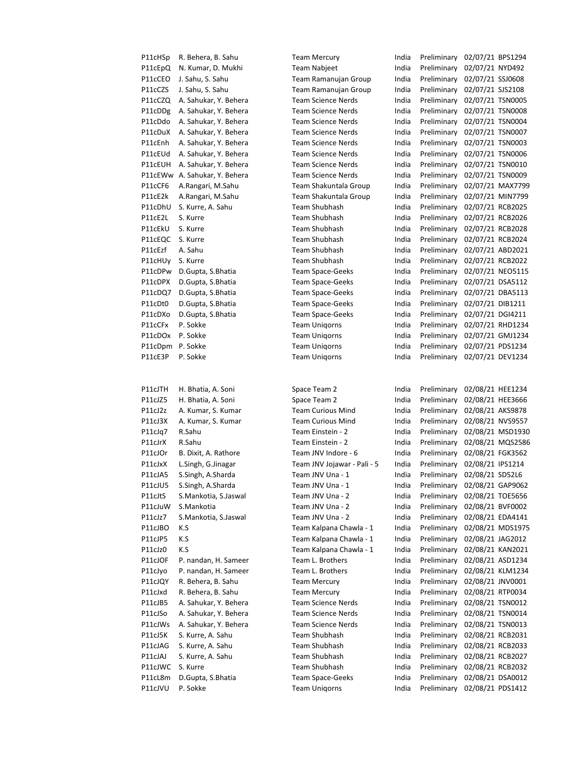| | | | | | | |
|---|---|---|---|---|---|---|
| P11cHSp | R. Behera, B. Sahu | Team Mercury | India | Preliminary | 02/07/21 | BPS1294 |
| P11cEpQ | N. Kumar, D. Mukhi | Team Nabjeet | India | Preliminary | 02/07/21 | NYD492 |
| P11cCEO | J. Sahu, S. Sahu | Team Ramanujan Group | India | Preliminary | 02/07/21 | SSJ0608 |
| P11cCZS | J. Sahu, S. Sahu | Team Ramanujan Group | India | Preliminary | 02/07/21 | SJS2108 |
| P11cCZQ | A. Sahukar, Y. Behera | Team Science Nerds | India | Preliminary | 02/07/21 | TSN0005 |
| P11cDDg | A. Sahukar, Y. Behera | Team Science Nerds | India | Preliminary | 02/07/21 | TSN0008 |
| P11cDdo | A. Sahukar, Y. Behera | Team Science Nerds | India | Preliminary | 02/07/21 | TSN0004 |
| P11cDuX | A. Sahukar, Y. Behera | Team Science Nerds | India | Preliminary | 02/07/21 | TSN0007 |
| P11cEnh | A. Sahukar, Y. Behera | Team Science Nerds | India | Preliminary | 02/07/21 | TSN0003 |
| P11cEUd | A. Sahukar, Y. Behera | Team Science Nerds | India | Preliminary | 02/07/21 | TSN0006 |
| P11cEUH | A. Sahukar, Y. Behera | Team Science Nerds | India | Preliminary | 02/07/21 | TSN0010 |
| P11cEWw | A. Sahukar, Y. Behera | Team Science Nerds | India | Preliminary | 02/07/21 | TSN0009 |
| P11cCF6 | A.Rangari, M.Sahu | Team Shakuntala Group | India | Preliminary | 02/07/21 | MAX7799 |
| P11cE2k | A.Rangari, M.Sahu | Team Shakuntala Group | India | Preliminary | 02/07/21 | MIN7799 |
| P11cDhU | S. Kurre, A. Sahu | Team Shubhash | India | Preliminary | 02/07/21 | RCB2025 |
| P11cE2L | S. Kurre | Team Shubhash | India | Preliminary | 02/07/21 | RCB2026 |
| P11cEkU | S. Kurre | Team Shubhash | India | Preliminary | 02/07/21 | RCB2028 |
| P11cEQC | S. Kurre | Team Shubhash | India | Preliminary | 02/07/21 | RCB2024 |
| P11cEzf | A. Sahu | Team Shubhash | India | Preliminary | 02/07/21 | ABD2021 |
| P11cHUy | S. Kurre | Team Shubhash | India | Preliminary | 02/07/21 | RCB2022 |
| P11cDPw | D.Gupta, S.Bhatia | Team Space-Geeks | India | Preliminary | 02/07/21 | NEO5115 |
| P11cDPX | D.Gupta, S.Bhatia | Team Space-Geeks | India | Preliminary | 02/07/21 | DSA5112 |
| P11cDQ7 | D.Gupta, S.Bhatia | Team Space-Geeks | India | Preliminary | 02/07/21 | DBA5113 |
| P11cDt0 | D.Gupta, S.Bhatia | Team Space-Geeks | India | Preliminary | 02/07/21 | DIB1211 |
| P11cDXo | D.Gupta, S.Bhatia | Team Space-Geeks | India | Preliminary | 02/07/21 | DGI4211 |
| P11cCFx | P. Sokke | Team Uniqorns | India | Preliminary | 02/07/21 | RHD1234 |
| P11cDOx | P. Sokke | Team Uniqorns | India | Preliminary | 02/07/21 | GMJ1234 |
| P11cDpm | P. Sokke | Team Uniqorns | India | Preliminary | 02/07/21 | PDS1234 |
| P11cE3P | P. Sokke | Team Uniqorns | India | Preliminary | 02/07/21 | DEV1234 |

| | | | | | | |
|---|---|---|---|---|---|---|
| P11cJTH | H. Bhatia, A. Soni | Space Team 2 | India | Preliminary | 02/08/21 | HEE1234 |
| P11cJZ5 | H. Bhatia, A. Soni | Space Team 2 | India | Preliminary | 02/08/21 | HEE3666 |
| P11cJ2z | A. Kumar, S. Kumar | Team Curious Mind | India | Preliminary | 02/08/21 | AKS9878 |
| P11cJ3X | A. Kumar, S. Kumar | Team Curious Mind | India | Preliminary | 02/08/21 | NVS9557 |
| P11cJq7 | R.Sahu | Team Einstein - 2 | India | Preliminary | 02/08/21 | MSD1930 |
| P11cJrX | R.Sahu | Team Einstein - 2 | India | Preliminary | 02/08/21 | MQS2586 |
| P11cJOr | B. Dixit, A. Rathore | Team JNV Indore - 6 | India | Preliminary | 02/08/21 | FGK3562 |
| P11cJxX | L.Singh, G.Jinagar | Team JNV Jojawar - Pali - 5 | India | Preliminary | 02/08/21 | IPS1214 |
| P11cJA5 | S.Singh, A.Sharda | Team JNV Una - 1 | India | Preliminary | 02/08/21 | SD52L6 |
| P11cJU5 | S.Singh, A.Sharda | Team JNV Una - 1 | India | Preliminary | 02/08/21 | GAP9062 |
| P11cJtS | S.Mankotia, S.Jaswal | Team JNV Una - 2 | India | Preliminary | 02/08/21 | TOE5656 |
| P11cJuW | S.Mankotia | Team JNV Una - 2 | India | Preliminary | 02/08/21 | BVF0002 |
| P11cJz7 | S.Mankotia, S.Jaswal | Team JNV Una - 2 | India | Preliminary | 02/08/21 | EDA4141 |
| P11cJBO | K.S | Team Kalpana Chawla - 1 | India | Preliminary | 02/08/21 | MDS1975 |
| P11cJP5 | K.S | Team Kalpana Chawla - 1 | India | Preliminary | 02/08/21 | JAG2012 |
| P11cJz0 | K.S | Team Kalpana Chawla - 1 | India | Preliminary | 02/08/21 | KAN2021 |
| P11cJOF | P. nandan, H. Sameer | Team L. Brothers | India | Preliminary | 02/08/21 | ASD1234 |
| P11cJyo | P. nandan, H. Sameer | Team L. Brothers | India | Preliminary | 02/08/21 | KLM1234 |
| P11cJQY | R. Behera, B. Sahu | Team Mercury | India | Preliminary | 02/08/21 | JNV0001 |
| P11cJxd | R. Behera, B. Sahu | Team Mercury | India | Preliminary | 02/08/21 | RTP0034 |
| P11cJB5 | A. Sahukar, Y. Behera | Team Science Nerds | India | Preliminary | 02/08/21 | TSN0012 |
| P11cJSo | A. Sahukar, Y. Behera | Team Science Nerds | India | Preliminary | 02/08/21 | TSN0014 |
| P11cJWs | A. Sahukar, Y. Behera | Team Science Nerds | India | Preliminary | 02/08/21 | TSN0013 |
| P11cJ5K | S. Kurre, A. Sahu | Team Shubhash | India | Preliminary | 02/08/21 | RCB2031 |
| P11cJAG | S. Kurre, A. Sahu | Team Shubhash | India | Preliminary | 02/08/21 | RCB2033 |
| P11cJAJ | S. Kurre, A. Sahu | Team Shubhash | India | Preliminary | 02/08/21 | RCB2027 |
| P11cJWC | S. Kurre | Team Shubhash | India | Preliminary | 02/08/21 | RCB2032 |
| P11cL8m | D.Gupta, S.Bhatia | Team Space-Geeks | India | Preliminary | 02/08/21 | DSA0012 |
| P11cJVU | P. Sokke | Team Uniqorns | India | Preliminary | 02/08/21 | PDS1412 |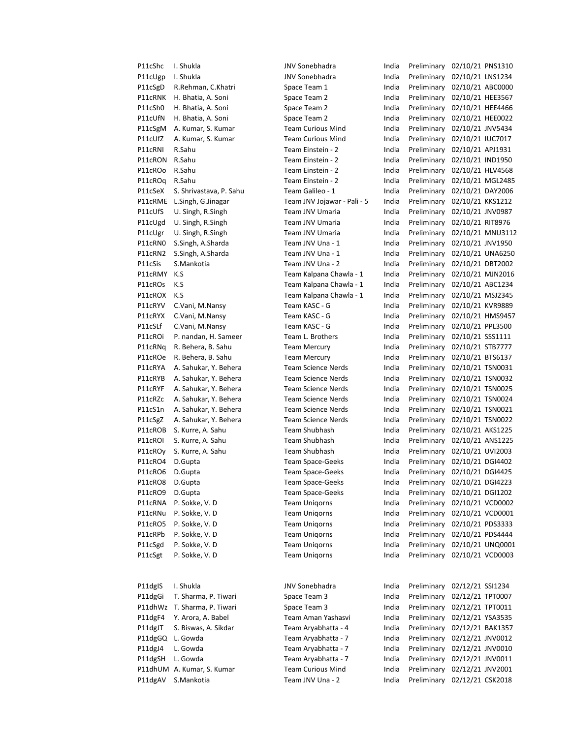| | | | | | | |
|---|---|---|---|---|---|---|
| P11cShc | I. Shukla | JNV Sonebhadra | India | Preliminary | 02/10/21 | PNS1310 |
| P11cUgp | I. Shukla | JNV Sonebhadra | India | Preliminary | 02/10/21 | LNS1234 |
| P11cSgD | R.Rehman, C.Khatri | Space Team 1 | India | Preliminary | 02/10/21 | ABC0000 |
| P11cRNK | H. Bhatia, A. Soni | Space Team 2 | India | Preliminary | 02/10/21 | HEE3567 |
| P11cSh0 | H. Bhatia, A. Soni | Space Team 2 | India | Preliminary | 02/10/21 | HEE4466 |
| P11cUfN | H. Bhatia, A. Soni | Space Team 2 | India | Preliminary | 02/10/21 | HEE0022 |
| P11cSgM | A. Kumar, S. Kumar | Team Curious Mind | India | Preliminary | 02/10/21 | JNV5434 |
| P11cUfZ | A. Kumar, S. Kumar | Team Curious Mind | India | Preliminary | 02/10/21 | IUC7017 |
| P11cRNI | R.Sahu | Team Einstein - 2 | India | Preliminary | 02/10/21 | APJ1931 |
| P11cRON | R.Sahu | Team Einstein - 2 | India | Preliminary | 02/10/21 | IND1950 |
| P11cROo | R.Sahu | Team Einstein - 2 | India | Preliminary | 02/10/21 | HLV4568 |
| P11cROq | R.Sahu | Team Einstein - 2 | India | Preliminary | 02/10/21 | MGL2485 |
| P11cSeX | S. Shrivastava, P. Sahu | Team Galileo - 1 | India | Preliminary | 02/10/21 | DAY2006 |
| P11cRME | L.Singh, G.Jinagar | Team JNV Jojawar - Pali - 5 | India | Preliminary | 02/10/21 | KKS1212 |
| P11cUfS | U. Singh, R.Singh | Team JNV Umaria | India | Preliminary | 02/10/21 | JNV0987 |
| P11cUgd | U. Singh, R.Singh | Team JNV Umaria | India | Preliminary | 02/10/21 | RIT8976 |
| P11cUgr | U. Singh, R.Singh | Team JNV Umaria | India | Preliminary | 02/10/21 | MNU3112 |
| P11cRN0 | S.Singh, A.Sharda | Team JNV Una - 1 | India | Preliminary | 02/10/21 | JNV1950 |
| P11cRN2 | S.Singh, A.Sharda | Team JNV Una - 1 | India | Preliminary | 02/10/21 | UNA6250 |
| P11cSis | S.Mankotia | Team JNV Una - 2 | India | Preliminary | 02/10/21 | DBT2002 |
| P11cRMY | K.S | Team Kalpana Chawla - 1 | India | Preliminary | 02/10/21 | MJN2016 |
| P11cROs | K.S | Team Kalpana Chawla - 1 | India | Preliminary | 02/10/21 | ABC1234 |
| P11cROX | K.S | Team Kalpana Chawla - 1 | India | Preliminary | 02/10/21 | MSJ2345 |
| P11cRYV | C.Vani, M.Nansy | Team KASC - G | India | Preliminary | 02/10/21 | KVR9889 |
| P11cRYX | C.Vani, M.Nansy | Team KASC - G | India | Preliminary | 02/10/21 | HMS9457 |
| P11cSLf | C.Vani, M.Nansy | Team KASC - G | India | Preliminary | 02/10/21 | PPL3500 |
| P11cROi | P. nandan, H. Sameer | Team L. Brothers | India | Preliminary | 02/10/21 | SSS1111 |
| P11cRNq | R. Behera, B. Sahu | Team Mercury | India | Preliminary | 02/10/21 | STB7777 |
| P11cROe | R. Behera, B. Sahu | Team Mercury | India | Preliminary | 02/10/21 | BTS6137 |
| P11cRYA | A. Sahukar, Y. Behera | Team Science Nerds | India | Preliminary | 02/10/21 | TSN0031 |
| P11cRYB | A. Sahukar, Y. Behera | Team Science Nerds | India | Preliminary | 02/10/21 | TSN0032 |
| P11cRYF | A. Sahukar, Y. Behera | Team Science Nerds | India | Preliminary | 02/10/21 | TSN0025 |
| P11cRZc | A. Sahukar, Y. Behera | Team Science Nerds | India | Preliminary | 02/10/21 | TSN0024 |
| P11cS1n | A. Sahukar, Y. Behera | Team Science Nerds | India | Preliminary | 02/10/21 | TSN0021 |
| P11cSgZ | A. Sahukar, Y. Behera | Team Science Nerds | India | Preliminary | 02/10/21 | TSN0022 |
| P11cROB | S. Kurre, A. Sahu | Team Shubhash | India | Preliminary | 02/10/21 | AKS1225 |
| P11cROI | S. Kurre, A. Sahu | Team Shubhash | India | Preliminary | 02/10/21 | ANS1225 |
| P11cROy | S. Kurre, A. Sahu | Team Shubhash | India | Preliminary | 02/10/21 | UVI2003 |
| P11cRO4 | D.Gupta | Team Space-Geeks | India | Preliminary | 02/10/21 | DGI4402 |
| P11cRO6 | D.Gupta | Team Space-Geeks | India | Preliminary | 02/10/21 | DGI4425 |
| P11cRO8 | D.Gupta | Team Space-Geeks | India | Preliminary | 02/10/21 | DGI4223 |
| P11cRO9 | D.Gupta | Team Space-Geeks | India | Preliminary | 02/10/21 | DGI1202 |
| P11cRNA | P. Sokke, V. D | Team Uniqorns | India | Preliminary | 02/10/21 | VCD0002 |
| P11cRNu | P. Sokke, V. D | Team Uniqorns | India | Preliminary | 02/10/21 | VCD0001 |
| P11cRO5 | P. Sokke, V. D | Team Uniqorns | India | Preliminary | 02/10/21 | PDS3333 |
| P11cRPb | P. Sokke, V. D | Team Uniqorns | India | Preliminary | 02/10/21 | PDS4444 |
| P11cSgd | P. Sokke, V. D | Team Uniqorns | India | Preliminary | 02/10/21 | UNQ0001 |
| P11cSgt | P. Sokke, V. D | Team Uniqorns | India | Preliminary | 02/10/21 | VCD0003 |

| | | | | | | |
|---|---|---|---|---|---|---|
| P11dgIS | I. Shukla | JNV Sonebhadra | India | Preliminary | 02/12/21 | SSI1234 |
| P11dgGi | T. Sharma, P. Tiwari | Space Team 3 | India | Preliminary | 02/12/21 | TPT0007 |
| P11dhWz | T. Sharma, P. Tiwari | Space Team 3 | India | Preliminary | 02/12/21 | TPT0011 |
| P11dgF4 | Y. Arora, A. Babel | Team Aman Yashasvi | India | Preliminary | 02/12/21 | YSA3535 |
| P11dgJT | S. Biswas, A. Sikdar | Team Aryabhatta - 4 | India | Preliminary | 02/12/21 | BAK1357 |
| P11dgGQ | L. Gowda | Team Aryabhatta - 7 | India | Preliminary | 02/12/21 | JNV0012 |
| P11dgJ4 | L. Gowda | Team Aryabhatta - 7 | India | Preliminary | 02/12/21 | JNV0010 |
| P11dgSH | L. Gowda | Team Aryabhatta - 7 | India | Preliminary | 02/12/21 | JNV0011 |
| P11dhUM | A. Kumar, S. Kumar | Team Curious Mind | India | Preliminary | 02/12/21 | JNV2001 |
| P11dgAV | S.Mankotia | Team JNV Una - 2 | India | Preliminary | 02/12/21 | CSK2018 |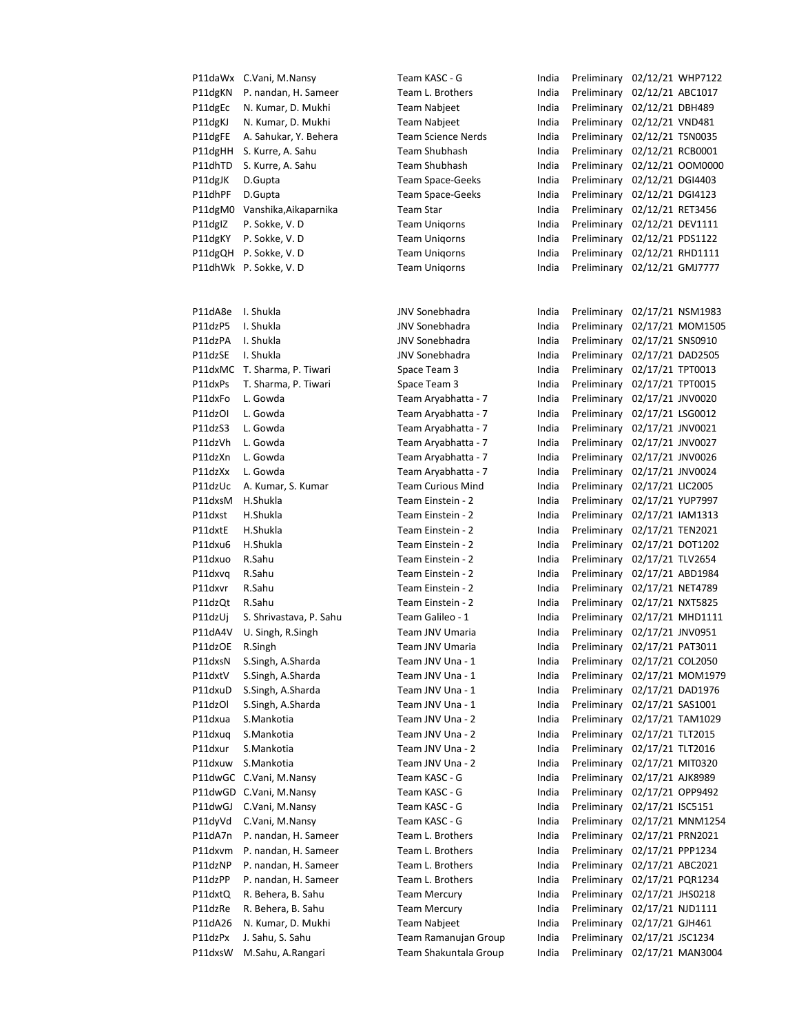| | | | | | | |
|---|---|---|---|---|---|---|
| P11daWx | C.Vani, M.Nansy | Team KASC - G | India | Preliminary | 02/12/21 | WHP7122 |
| P11dgKN | P. nandan, H. Sameer | Team L. Brothers | India | Preliminary | 02/12/21 | ABC1017 |
| P11dgEc | N. Kumar, D. Mukhi | Team Nabjeet | India | Preliminary | 02/12/21 | DBH489 |
| P11dgKJ | N. Kumar, D. Mukhi | Team Nabjeet | India | Preliminary | 02/12/21 | VND481 |
| P11dgFE | A. Sahukar, Y. Behera | Team Science Nerds | India | Preliminary | 02/12/21 | TSN0035 |
| P11dgHH | S. Kurre, A. Sahu | Team Shubhash | India | Preliminary | 02/12/21 | RCB0001 |
| P11dhTD | S. Kurre, A. Sahu | Team Shubhash | India | Preliminary | 02/12/21 | OOM0000 |
| P11dgJK | D.Gupta | Team Space-Geeks | India | Preliminary | 02/12/21 | DGI4403 |
| P11dhPF | D.Gupta | Team Space-Geeks | India | Preliminary | 02/12/21 | DGI4123 |
| P11dgM0 | Vanshika,Aikaparnika | Team Star | India | Preliminary | 02/12/21 | RET3456 |
| P11dgIZ | P. Sokke, V. D | Team Uniqorns | India | Preliminary | 02/12/21 | DEV1111 |
| P11dgKY | P. Sokke, V. D | Team Uniqorns | India | Preliminary | 02/12/21 | PDS1122 |
| P11dgQH | P. Sokke, V. D | Team Uniqorns | India | Preliminary | 02/12/21 | RHD1111 |
| P11dhWk | P. Sokke, V. D | Team Uniqorns | India | Preliminary | 02/12/21 | GMJ7777 |

| | | | | | | |
|---|---|---|---|---|---|---|
| P11dA8e | I. Shukla | JNV Sonebhadra | India | Preliminary | 02/17/21 | NSM1983 |
| P11dzP5 | I. Shukla | JNV Sonebhadra | India | Preliminary | 02/17/21 | MOM1505 |
| P11dzPA | I. Shukla | JNV Sonebhadra | India | Preliminary | 02/17/21 | SNS0910 |
| P11dzSE | I. Shukla | JNV Sonebhadra | India | Preliminary | 02/17/21 | DAD2505 |
| P11dxMC | T. Sharma, P. Tiwari | Space Team 3 | India | Preliminary | 02/17/21 | TPT0013 |
| P11dxPs | T. Sharma, P. Tiwari | Space Team 3 | India | Preliminary | 02/17/21 | TPT0015 |
| P11dxFo | L. Gowda | Team Aryabhatta - 7 | India | Preliminary | 02/17/21 | JNV0020 |
| P11dzOI | L. Gowda | Team Aryabhatta - 7 | India | Preliminary | 02/17/21 | LSG0012 |
| P11dzS3 | L. Gowda | Team Aryabhatta - 7 | India | Preliminary | 02/17/21 | JNV0021 |
| P11dzVh | L. Gowda | Team Aryabhatta - 7 | India | Preliminary | 02/17/21 | JNV0027 |
| P11dzXn | L. Gowda | Team Aryabhatta - 7 | India | Preliminary | 02/17/21 | JNV0026 |
| P11dzXx | L. Gowda | Team Aryabhatta - 7 | India | Preliminary | 02/17/21 | JNV0024 |
| P11dzUc | A. Kumar, S. Kumar | Team Curious Mind | India | Preliminary | 02/17/21 | LIC2005 |
| P11dxsM | H.Shukla | Team Einstein - 2 | India | Preliminary | 02/17/21 | YUP7997 |
| P11dxst | H.Shukla | Team Einstein - 2 | India | Preliminary | 02/17/21 | IAM1313 |
| P11dxtE | H.Shukla | Team Einstein - 2 | India | Preliminary | 02/17/21 | TEN2021 |
| P11dxu6 | H.Shukla | Team Einstein - 2 | India | Preliminary | 02/17/21 | DOT1202 |
| P11dxuo | R.Sahu | Team Einstein - 2 | India | Preliminary | 02/17/21 | TLV2654 |
| P11dxvq | R.Sahu | Team Einstein - 2 | India | Preliminary | 02/17/21 | ABD1984 |
| P11dxvr | R.Sahu | Team Einstein - 2 | India | Preliminary | 02/17/21 | NET4789 |
| P11dzQt | R.Sahu | Team Einstein - 2 | India | Preliminary | 02/17/21 | NXT5825 |
| P11dzUj | S. Shrivastava, P. Sahu | Team Galileo - 1 | India | Preliminary | 02/17/21 | MHD1111 |
| P11dA4V | U. Singh, R.Singh | Team JNV Umaria | India | Preliminary | 02/17/21 | JNV0951 |
| P11dzOE | R.Singh | Team JNV Umaria | India | Preliminary | 02/17/21 | PAT3011 |
| P11dxsN | S.Singh, A.Sharda | Team JNV Una - 1 | India | Preliminary | 02/17/21 | COL2050 |
| P11dxtV | S.Singh, A.Sharda | Team JNV Una - 1 | India | Preliminary | 02/17/21 | MOM1979 |
| P11dxuD | S.Singh, A.Sharda | Team JNV Una - 1 | India | Preliminary | 02/17/21 | DAD1976 |
| P11dzOl | S.Singh, A.Sharda | Team JNV Una - 1 | India | Preliminary | 02/17/21 | SAS1001 |
| P11dxua | S.Mankotia | Team JNV Una - 2 | India | Preliminary | 02/17/21 | TAM1029 |
| P11dxuq | S.Mankotia | Team JNV Una - 2 | India | Preliminary | 02/17/21 | TLT2015 |
| P11dxur | S.Mankotia | Team JNV Una - 2 | India | Preliminary | 02/17/21 | TLT2016 |
| P11dxuw | S.Mankotia | Team JNV Una - 2 | India | Preliminary | 02/17/21 | MIT0320 |
| P11dwGC | C.Vani, M.Nansy | Team KASC - G | India | Preliminary | 02/17/21 | AJK8989 |
| P11dwGD | C.Vani, M.Nansy | Team KASC - G | India | Preliminary | 02/17/21 | OPP9492 |
| P11dwGJ | C.Vani, M.Nansy | Team KASC - G | India | Preliminary | 02/17/21 | ISC5151 |
| P11dyVd | C.Vani, M.Nansy | Team KASC - G | India | Preliminary | 02/17/21 | MNM1254 |
| P11dA7n | P. nandan, H. Sameer | Team L. Brothers | India | Preliminary | 02/17/21 | PRN2021 |
| P11dxvm | P. nandan, H. Sameer | Team L. Brothers | India | Preliminary | 02/17/21 | PPP1234 |
| P11dzNP | P. nandan, H. Sameer | Team L. Brothers | India | Preliminary | 02/17/21 | ABC2021 |
| P11dzPP | P. nandan, H. Sameer | Team L. Brothers | India | Preliminary | 02/17/21 | PQR1234 |
| P11dxtQ | R. Behera, B. Sahu | Team Mercury | India | Preliminary | 02/17/21 | JHS0218 |
| P11dzRe | R. Behera, B. Sahu | Team Mercury | India | Preliminary | 02/17/21 | NJD1111 |
| P11dA26 | N. Kumar, D. Mukhi | Team Nabjeet | India | Preliminary | 02/17/21 | GJH461 |
| P11dzPx | J. Sahu, S. Sahu | Team Ramanujan Group | India | Preliminary | 02/17/21 | JSC1234 |
| P11dxsW | M.Sahu, A.Rangari | Team Shakuntala Group | India | Preliminary | 02/17/21 | MAN3004 |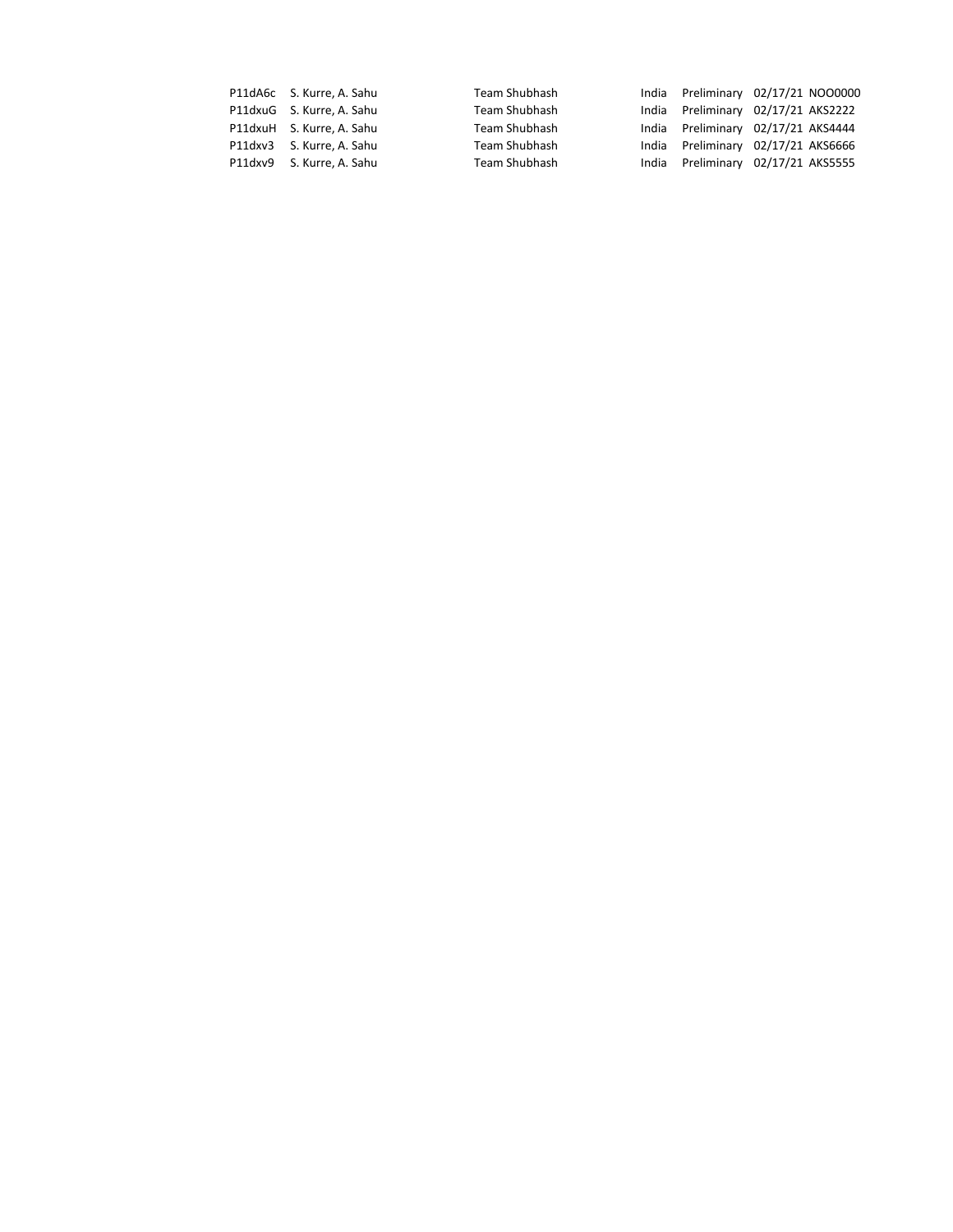| | | | | | | |
|---|---|---|---|---|---|---|
| P11dA6c | S. Kurre, A. Sahu | Team Shubhash | India | Preliminary | 02/17/21 | NOO0000 |
| P11dxuG | S. Kurre, A. Sahu | Team Shubhash | India | Preliminary | 02/17/21 | AKS2222 |
| P11dxuH | S. Kurre, A. Sahu | Team Shubhash | India | Preliminary | 02/17/21 | AKS4444 |
| P11dxv3 | S. Kurre, A. Sahu | Team Shubhash | India | Preliminary | 02/17/21 | AKS6666 |
| P11dxv9 | S. Kurre, A. Sahu | Team Shubhash | India | Preliminary | 02/17/21 | AKS5555 |